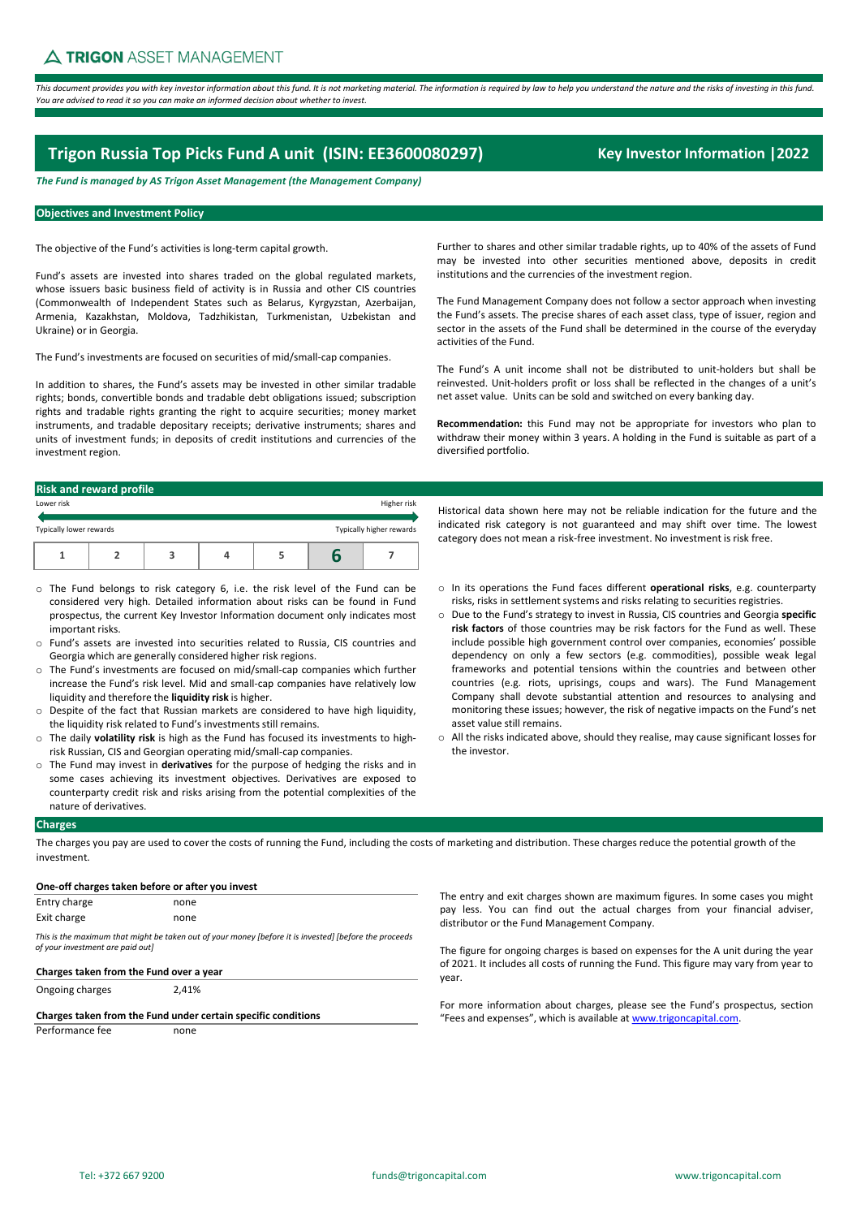TRIGON ASSET MANAGEMENT

*This document provides you with key investor information about this fund. It is not marketing material. The information is required by law to help you understand the nature and the risks of investing in this fund. You are advised to read it so you can make an informed decision about whether to invest.*

# Trigon Russia Top Picks Fund A unit (ISIN: EE3600080297)

**Key Investor Information | 2022**

***The Fund is managed by AS Trigon Asset Management (the Management Company)***

## Objectives and Investment Policy

The objective of the Fund's activities is long-term capital growth.

Fund's assets are invested into shares traded on the global regulated markets, whose issuers basic business field of activity is in Russia and other CIS countries (Commonwealth of Independent States such as Belarus, Kyrgyzstan, Azerbaijan, Armenia, Kazakhstan, Moldova, Tadzhikistan, Turkmenistan, Uzbekistan and Ukraine) or in Georgia.

The Fund's investments are focused on securities of mid/small-cap companies.

In addition to shares, the Fund's assets may be invested in other similar tradable rights; bonds, convertible bonds and tradable debt obligations issued; subscription rights and tradable rights granting the right to acquire securities; money market instruments, and tradable depositary receipts; derivative instruments; shares and units of investment funds; in deposits of credit institutions and currencies of the investment region.

Further to shares and other similar tradable rights, up to 40% of the assets of Fund may be invested into other securities mentioned above, deposits in credit institutions and the currencies of the investment region.

The Fund Management Company does not follow a sector approach when investing the Fund's assets. The precise shares of each asset class, type of issuer, region and sector in the assets of the Fund shall be determined in the course of the everyday activities of the Fund.

The Fund's A unit income shall not be distributed to unit-holders but shall be reinvested. Unit-holders profit or loss shall be reflected in the changes of a unit's net asset value. Units can be sold and switched on every banking day.

**Recommendation:** this Fund may not be appropriate for investors who plan to withdraw their money within 3 years. A holding in the Fund is suitable as part of a diversified portfolio.

## Risk and reward profile

Lower risk — Higher risk

Typically lower rewards — Typically higher rewards

| 1 | 2 | 3 | 4 | 5 | **6** | 7 |
|---|---|---|---|---|---|---|

Historical data shown here may not be reliable indication for the future and the indicated risk category is not guaranteed and may shift over time. The lowest category does not mean a risk-free investment. No investment is risk free.

- The Fund belongs to risk category 6, i.e. the risk level of the Fund can be considered very high. Detailed information about risks can be found in Fund prospectus, the current Key Investor Information document only indicates most important risks.
- Fund's assets are invested into securities related to Russia, CIS countries and Georgia which are generally considered higher risk regions.
- The Fund's investments are focused on mid/small-cap companies which further increase the Fund's risk level. Mid and small-cap companies have relatively low liquidity and therefore the **liquidity risk** is higher.
- Despite of the fact that Russian markets are considered to have high liquidity, the liquidity risk related to Fund's investments still remains.
- The daily **volatility risk** is high as the Fund has focused its investments to high-risk Russian, CIS and Georgian operating mid/small-cap companies.
- The Fund may invest in **derivatives** for the purpose of hedging the risks and in some cases achieving its investment objectives. Derivatives are exposed to counterparty credit risk and risks arising from the potential complexities of the nature of derivatives.
- In its operations the Fund faces different **operational risks**, e.g. counterparty risks, risks in settlement systems and risks relating to securities registries.
- Due to the Fund's strategy to invest in Russia, CIS countries and Georgia **specific risk factors** of those countries may be risk factors for the Fund as well. These include possible high government control over companies, economies' possible dependency on only a few sectors (e.g. commodities), possible weak legal frameworks and potential tensions within the countries and between other countries (e.g. riots, uprisings, coups and wars). The Fund Management Company shall devote substantial attention and resources to analysing and monitoring these issues; however, the risk of negative impacts on the Fund's net asset value still remains.
- All the risks indicated above, should they realise, may cause significant losses for the investor.

## Charges

The charges you pay are used to cover the costs of running the Fund, including the costs of marketing and distribution. These charges reduce the potential growth of the investment.

| **One-off charges taken before or after you invest** | |
|---|---|
| Entry charge | none |
| Exit charge | none |

*This is the maximum that might be taken out of your money [before it is invested] [before the proceeds of your investment are paid out]*

| **Charges taken from the Fund over a year** | |
|---|---|
| Ongoing charges | 2,41% |

| **Charges taken from the Fund under certain specific conditions** | |
|---|---|
| Performance fee | none |

The entry and exit charges shown are maximum figures. In some cases you might pay less. You can find out the actual charges from your financial adviser, distributor or the Fund Management Company.

The figure for ongoing charges is based on expenses for the A unit during the year of 2021. It includes all costs of running the Fund. This figure may vary from year to year.

For more information about charges, please see the Fund's prospectus, section "Fees and expenses", which is available at www.trigoncapital.com.

Tel: +372 667 9200 | funds@trigoncapital.com | www.trigoncapital.com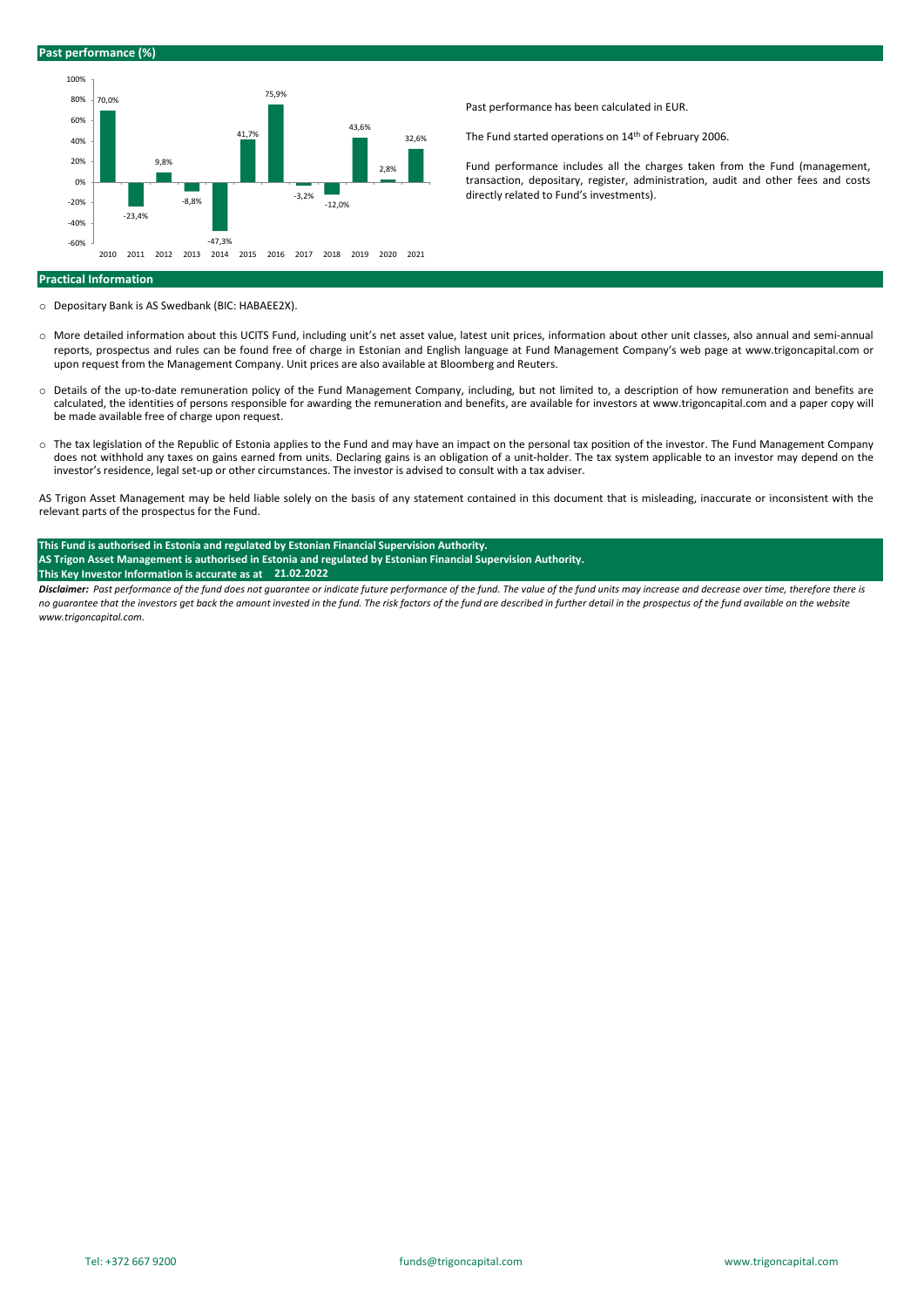## Past performance (%)

| Year | 2010 | 2011 | 2012 | 2013 | 2014 | 2015 | 2016 | 2017 | 2018 | 2019 | 2020 | 2021 |
|---|---|---|---|---|---|---|---|---|---|---|---|---|
| Performance | 70,0% | -23,4% | 9,8% | -8,8% | -47,3% | 41,7% | 75,9% | -3,2% | -12,0% | 43,6% | 2,8% | 32,6% |

Past performance has been calculated in EUR.

The Fund started operations on 14th of February 2006.

Fund performance includes all the charges taken from the Fund (management, transaction, depositary, register, administration, audit and other fees and costs directly related to Fund's investments).

## Practical Information

- Depositary Bank is AS Swedbank (BIC: HABAEE2X).
- More detailed information about this UCITS Fund, including unit's net asset value, latest unit prices, information about other unit classes, also annual and semi-annual reports, prospectus and rules can be found free of charge in Estonian and English language at Fund Management Company's web page at www.trigoncapital.com or upon request from the Management Company. Unit prices are also available at Bloomberg and Reuters.
- Details of the up-to-date remuneration policy of the Fund Management Company, including, but not limited to, a description of how remuneration and benefits are calculated, the identities of persons responsible for awarding the remuneration and benefits, are available for investors at www.trigoncapital.com and a paper copy will be made available free of charge upon request.
- The tax legislation of the Republic of Estonia applies to the Fund and may have an impact on the personal tax position of the investor. The Fund Management Company does not withhold any taxes on gains earned from units. Declaring gains is an obligation of a unit-holder. The tax system applicable to an investor may depend on the investor's residence, legal set-up or other circumstances. The investor is advised to consult with a tax adviser.

AS Trigon Asset Management may be held liable solely on the basis of any statement contained in this document that is misleading, inaccurate or inconsistent with the relevant parts of the prospectus for the Fund.

**This Fund is authorised in Estonia and regulated by Estonian Financial Supervision Authority.**
**AS Trigon Asset Management is authorised in Estonia and regulated by Estonian Financial Supervision Authority.**
**This Key Investor Information is accurate as at 21.02.2022**

***Disclaimer:*** *Past performance of the fund does not guarantee or indicate future performance of the fund. The value of the fund units may increase and decrease over time, therefore there is no guarantee that the investors get back the amount invested in the fund. The risk factors of the fund are described in further detail in the prospectus of the fund available on the website www.trigoncapital.com.*

Tel: +372 667 9200 | funds@trigoncapital.com | www.trigoncapital.com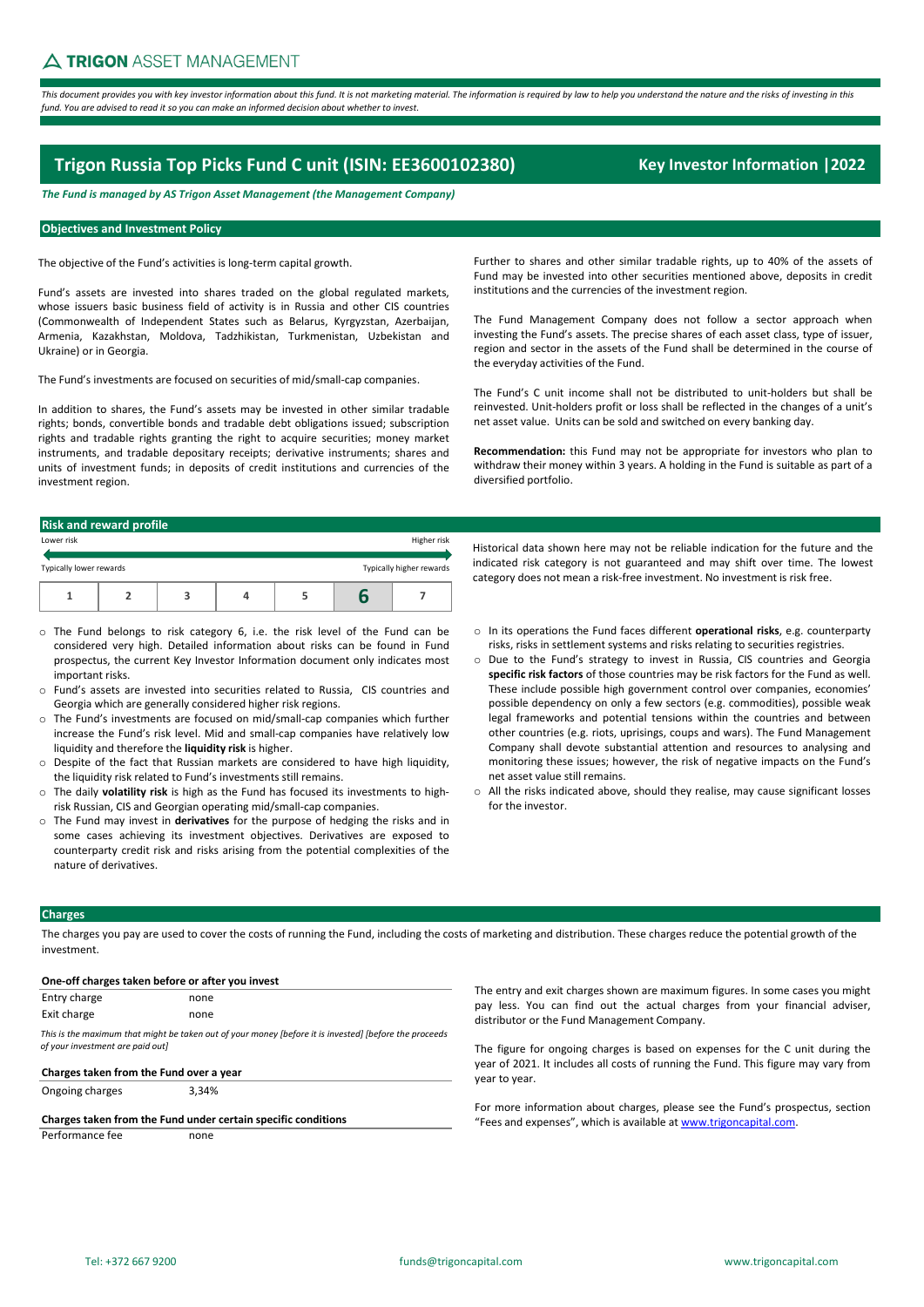# TRIGON ASSET MANAGEMENT

*This document provides you with key investor information about this fund. It is not marketing material. The information is required by law to help you understand the nature and the risks of investing in this fund. You are advised to read it so you can make an informed decision about whether to invest.*

## Trigon Russia Top Picks Fund C unit (ISIN: EE3600102380)

**Key Investor Information |2022**

***The Fund is managed by AS Trigon Asset Management (the Management Company)***

### Objectives and Investment Policy

The objective of the Fund's activities is long-term capital growth.

Fund's assets are invested into shares traded on the global regulated markets, whose issuers basic business field of activity is in Russia and other CIS countries (Commonwealth of Independent States such as Belarus, Kyrgyzstan, Azerbaijan, Armenia, Kazakhstan, Moldova, Tadzhikistan, Turkmenistan, Uzbekistan and Ukraine) or in Georgia.

The Fund's investments are focused on securities of mid/small-cap companies.

In addition to shares, the Fund's assets may be invested in other similar tradable rights; bonds, convertible bonds and tradable debt obligations issued; subscription rights and tradable rights granting the right to acquire securities; money market instruments, and tradable depositary receipts; derivative instruments; shares and units of investment funds; in deposits of credit institutions and currencies of the investment region.

Further to shares and other similar tradable rights, up to 40% of the assets of Fund may be invested into other securities mentioned above, deposits in credit institutions and the currencies of the investment region.

The Fund Management Company does not follow a sector approach when investing the Fund's assets. The precise shares of each asset class, type of issuer, region and sector in the assets of the Fund shall be determined in the course of the everyday activities of the Fund.

The Fund's C unit income shall not be distributed to unit-holders but shall be reinvested. Unit-holders profit or loss shall be reflected in the changes of a unit's net asset value. Units can be sold and switched on every banking day.

**Recommendation:** this Fund may not be appropriate for investors who plan to withdraw their money within 3 years. A holding in the Fund is suitable as part of a diversified portfolio.

### Risk and reward profile

Lower risk — Higher risk

Typically lower rewards — Typically higher rewards

| 1 | 2 | 3 | 4 | 5 | **6** | 7 |
|---|---|---|---|---|---|---|

Historical data shown here may not be reliable indication for the future and the indicated risk category is not guaranteed and may shift over time. The lowest category does not mean a risk-free investment. No investment is risk free.

- The Fund belongs to risk category 6, i.e. the risk level of the Fund can be considered very high. Detailed information about risks can be found in Fund prospectus, the current Key Investor Information document only indicates most important risks.
- Fund's assets are invested into securities related to Russia, CIS countries and Georgia which are generally considered higher risk regions.
- The Fund's investments are focused on mid/small-cap companies which further increase the Fund's risk level. Mid and small-cap companies have relatively low liquidity and therefore the **liquidity risk** is higher.
- Despite of the fact that Russian markets are considered to have high liquidity, the liquidity risk related to Fund's investments still remains.
- The daily **volatility risk** is high as the Fund has focused its investments to high-risk Russian, CIS and Georgian operating mid/small-cap companies.
- The Fund may invest in **derivatives** for the purpose of hedging the risks and in some cases achieving its investment objectives. Derivatives are exposed to counterparty credit risk and risks arising from the potential complexities of the nature of derivatives.
- In its operations the Fund faces different **operational risks**, e.g. counterparty risks, risks in settlement systems and risks relating to securities registries.
- Due to the Fund's strategy to invest in Russia, CIS countries and Georgia **specific risk factors** of those countries may be risk factors for the Fund as well. These include possible high government control over companies, economies' possible dependency on only a few sectors (e.g. commodities), possible weak legal frameworks and potential tensions within the countries and between other countries (e.g. riots, uprisings, coups and wars). The Fund Management Company shall devote substantial attention and resources to analysing and monitoring these issues; however, the risk of negative impacts on the Fund's net asset value still remains.
- All the risks indicated above, should they realise, may cause significant losses for the investor.

### Charges

The charges you pay are used to cover the costs of running the Fund, including the costs of marketing and distribution. These charges reduce the potential growth of the investment.

| **One-off charges taken before or after you invest** | |
|---|---|
| Entry charge | none |
| Exit charge | none |
| *This is the maximum that might be taken out of your money [before it is invested] [before the proceeds of your investment are paid out]* | |
| **Charges taken from the Fund over a year** | |
| Ongoing charges | 3,34% |
| **Charges taken from the Fund under certain specific conditions** | |
| Performance fee | none |

The entry and exit charges shown are maximum figures. In some cases you might pay less. You can find out the actual charges from your financial adviser, distributor or the Fund Management Company.

The figure for ongoing charges is based on expenses for the C unit during the year of 2021. It includes all costs of running the Fund. This figure may vary from year to year.

For more information about charges, please see the Fund's prospectus, section "Fees and expenses", which is available at www.trigoncapital.com.

Tel: +372 667 9200 | funds@trigoncapital.com | www.trigoncapital.com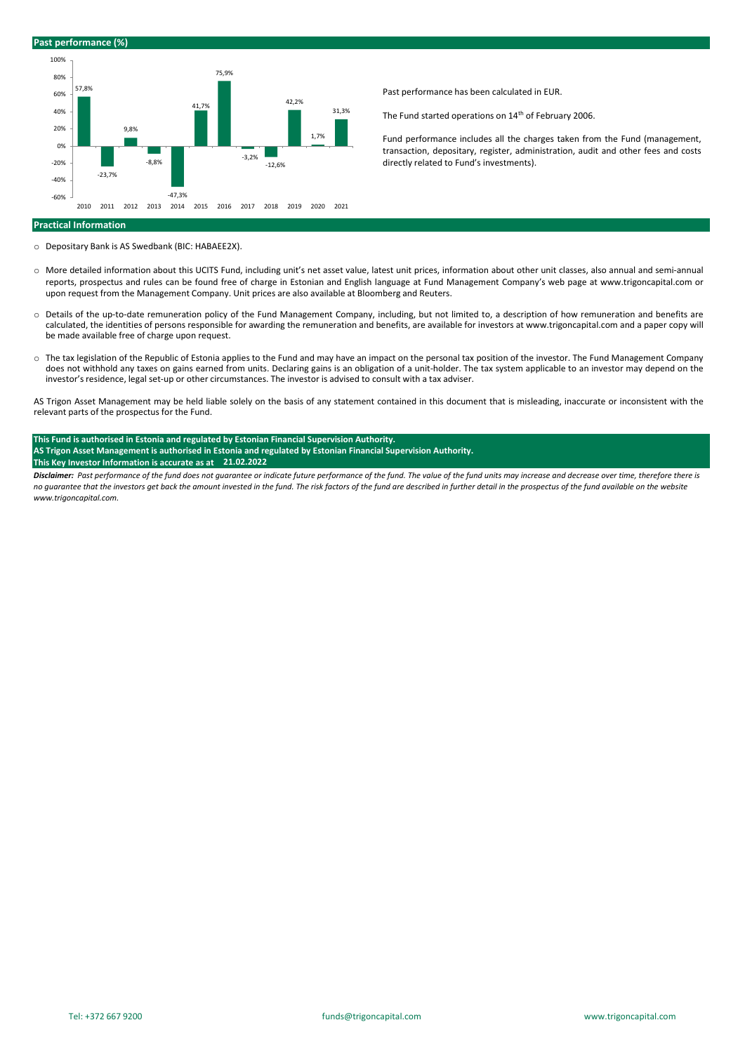## Past performance (%)

| Year | 2010 | 2011 | 2012 | 2013 | 2014 | 2015 | 2016 | 2017 | 2018 | 2019 | 2020 | 2021 |
|---|---|---|---|---|---|---|---|---|---|---|---|---|
| Performance | 57,8% | -23,7% | 9,8% | -8,8% | -47,3% | 41,7% | 75,9% | -3,2% | -12,6% | 42,2% | 1,7% | 31,3% |

Past performance has been calculated in EUR.

The Fund started operations on 14th of February 2006.

Fund performance includes all the charges taken from the Fund (management, transaction, depositary, register, administration, audit and other fees and costs directly related to Fund's investments).

## Practical Information

- Depositary Bank is AS Swedbank (BIC: HABAEE2X).
- More detailed information about this UCITS Fund, including unit's net asset value, latest unit prices, information about other unit classes, also annual and semi-annual reports, prospectus and rules can be found free of charge in Estonian and English language at Fund Management Company's web page at www.trigoncapital.com or upon request from the Management Company. Unit prices are also available at Bloomberg and Reuters.
- Details of the up-to-date remuneration policy of the Fund Management Company, including, but not limited to, a description of how remuneration and benefits are calculated, the identities of persons responsible for awarding the remuneration and benefits, are available for investors at www.trigoncapital.com and a paper copy will be made available free of charge upon request.
- The tax legislation of the Republic of Estonia applies to the Fund and may have an impact on the personal tax position of the investor. The Fund Management Company does not withhold any taxes on gains earned from units. Declaring gains is an obligation of a unit-holder. The tax system applicable to an investor may depend on the investor's residence, legal set-up or other circumstances. The investor is advised to consult with a tax adviser.

AS Trigon Asset Management may be held liable solely on the basis of any statement contained in this document that is misleading, inaccurate or inconsistent with the relevant parts of the prospectus for the Fund.

**This Fund is authorised in Estonia and regulated by Estonian Financial Supervision Authority.**
**AS Trigon Asset Management is authorised in Estonia and regulated by Estonian Financial Supervision Authority.**
**This Key Investor Information is accurate as at 21.02.2022**

***Disclaimer:*** *Past performance of the fund does not guarantee or indicate future performance of the fund. The value of the fund units may increase and decrease over time, therefore there is no guarantee that the investors get back the amount invested in the fund. The risk factors of the fund are described in further detail in the prospectus of the fund available on the website www.trigoncapital.com.*

Tel: +372 667 9200 funds@trigoncapital.com www.trigoncapital.com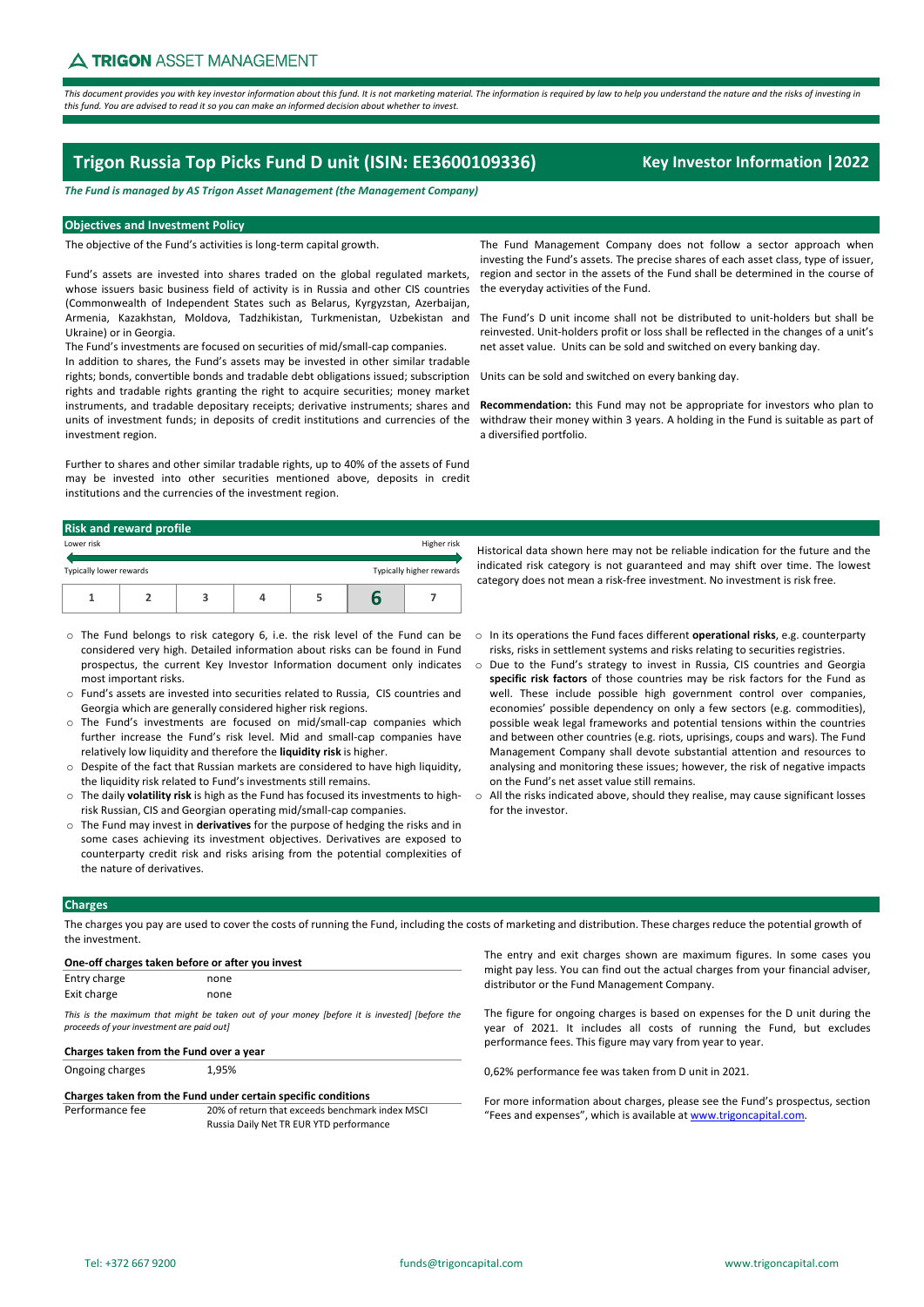**TRIGON** ASSET MANAGEMENT

*This document provides you with key investor information about this fund. It is not marketing material. The information is required by law to help you understand the nature and the risks of investing in this fund. You are advised to read it so you can make an informed decision about whether to invest.*

# Trigon Russia Top Picks Fund D unit (ISIN: EE3600109336)

## Key Investor Information | 2022

***The Fund is managed by AS Trigon Asset Management (the Management Company)***

## Objectives and Investment Policy

The objective of the Fund's activities is long-term capital growth.

Fund's assets are invested into shares traded on the global regulated markets, whose issuers basic business field of activity is in Russia and other CIS countries (Commonwealth of Independent States such as Belarus, Kyrgyzstan, Azerbaijan, Armenia, Kazakhstan, Moldova, Tadzhikistan, Turkmenistan, Uzbekistan and Ukraine) or in Georgia.

The Fund's investments are focused on securities of mid/small-cap companies.

In addition to shares, the Fund's assets may be invested in other similar tradable rights; bonds, convertible bonds and tradable debt obligations issued; subscription rights and tradable rights granting the right to acquire securities; money market instruments, and tradable depositary receipts; derivative instruments; shares and units of investment funds; in deposits of credit institutions and currencies of the investment region.

Further to shares and other similar tradable rights, up to 40% of the assets of Fund may be invested into other securities mentioned above, deposits in credit institutions and the currencies of the investment region.

The Fund Management Company does not follow a sector approach when investing the Fund's assets. The precise shares of each asset class, type of issuer, region and sector in the assets of the Fund shall be determined in the course of the everyday activities of the Fund.

The Fund's D unit income shall not be distributed to unit-holders but shall be reinvested. Unit-holders profit or loss shall be reflected in the changes of a unit's net asset value. Units can be sold and switched on every banking day.

Units can be sold and switched on every banking day.

**Recommendation:** this Fund may not be appropriate for investors who plan to withdraw their money within 3 years. A holding in the Fund is suitable as part of a diversified portfolio.

## Risk and reward profile

Lower risk — Higher risk

Typically lower rewards — Typically higher rewards

| 1 | 2 | 3 | 4 | 5 | **6** | 7 |
|---|---|---|---|---|---|---|

Historical data shown here may not be reliable indication for the future and the indicated risk category is not guaranteed and may shift over time. The lowest category does not mean a risk-free investment. No investment is risk free.

- The Fund belongs to risk category 6, i.e. the risk level of the Fund can be considered very high. Detailed information about risks can be found in Fund prospectus, the current Key Investor Information document only indicates most important risks.
- Fund's assets are invested into securities related to Russia, CIS countries and Georgia which are generally considered higher risk regions.
- The Fund's investments are focused on mid/small-cap companies which further increase the Fund's risk level. Mid and small-cap companies have relatively low liquidity and therefore the **liquidity risk** is higher.
- Despite of the fact that Russian markets are considered to have high liquidity, the liquidity risk related to Fund's investments still remains.
- The daily **volatility risk** is high as the Fund has focused its investments to high-risk Russian, CIS and Georgian operating mid/small-cap companies.
- The Fund may invest in **derivatives** for the purpose of hedging the risks and in some cases achieving its investment objectives. Derivatives are exposed to counterparty credit risk and risks arising from the potential complexities of the nature of derivatives.
- In its operations the Fund faces different **operational risks**, e.g. counterparty risks, risks in settlement systems and risks relating to securities registries.
- Due to the Fund's strategy to invest in Russia, CIS countries and Georgia **specific risk factors** of those countries may be risk factors for the Fund as well. These include possible high government control over companies, economies' possible dependency on only a few sectors (e.g. commodities), possible weak legal frameworks and potential tensions within the countries and between other countries (e.g. riots, uprisings, coups and wars). The Fund Management Company shall devote substantial attention and resources to analysing and monitoring these issues; however, the risk of negative impacts on the Fund's net asset value still remains.
- All the risks indicated above, should they realise, may cause significant losses for the investor.

## Charges

The charges you pay are used to cover the costs of running the Fund, including the costs of marketing and distribution. These charges reduce the potential growth of the investment.

| **One-off charges taken before or after you invest** | |
|---|---|
| Entry charge | none |
| Exit charge | none |

*This is the maximum that might be taken out of your money [before it is invested] [before the proceeds of your investment are paid out]*

| **Charges taken from the Fund over a year** | |
|---|---|
| Ongoing charges | 1,95% |

| **Charges taken from the Fund under certain specific conditions** | |
|---|---|
| Performance fee | 20% of return that exceeds benchmark index MSCI Russia Daily Net TR EUR YTD performance |

The entry and exit charges shown are maximum figures. In some cases you might pay less. You can find out the actual charges from your financial adviser, distributor or the Fund Management Company.

The figure for ongoing charges is based on expenses for the D unit during the year of 2021. It includes all costs of running the Fund, but excludes performance fees. This figure may vary from year to year.

0,62% performance fee was taken from D unit in 2021.

For more information about charges, please see the Fund's prospectus, section "Fees and expenses", which is available at www.trigoncapital.com.

Tel: +372 667 9200 | funds@trigoncapital.com | www.trigoncapital.com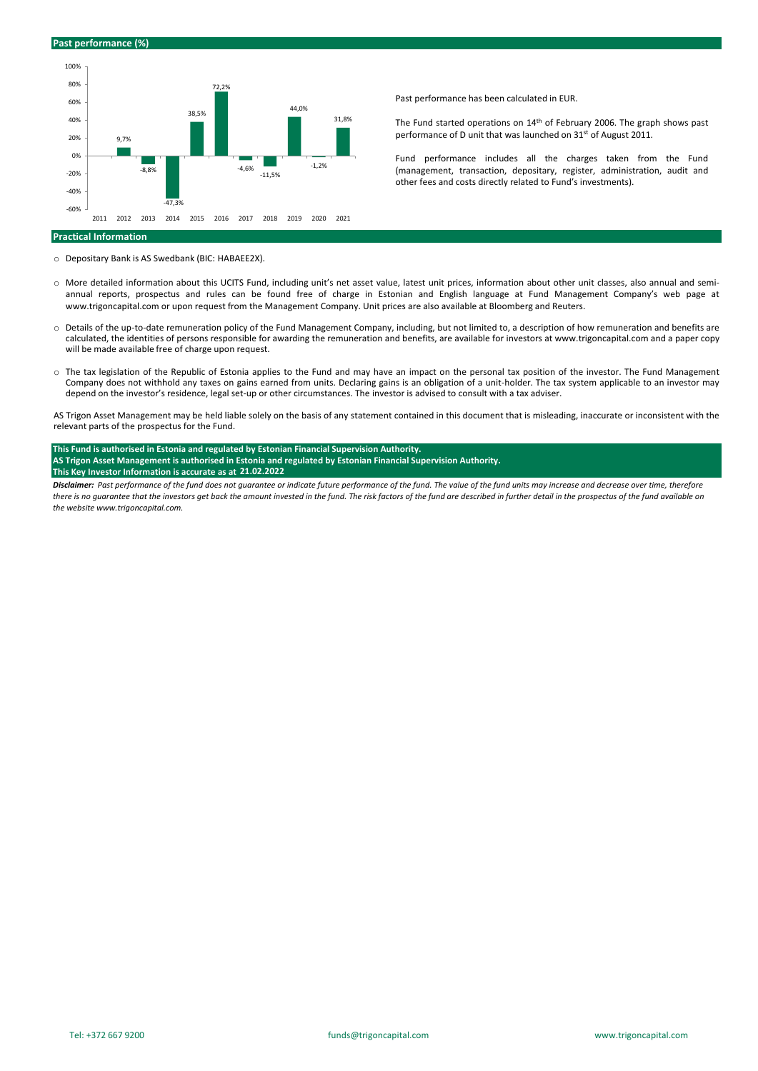## Past performance (%)

| Year | 2011 | 2012 | 2013 | 2014 | 2015 | 2016 | 2017 | 2018 | 2019 | 2020 | 2021 |
|---|---|---|---|---|---|---|---|---|---|---|---|
| Performance | | 9,7% | -8,8% | -47,3% | 38,5% | 72,2% | -4,6% | -11,5% | 44,0% | -1,2% | 31,8% |

Past performance has been calculated in EUR.

The Fund started operations on 14th of February 2006. The graph shows past performance of D unit that was launched on 31st of August 2011.

Fund performance includes all the charges taken from the Fund (management, transaction, depositary, register, administration, audit and other fees and costs directly related to Fund's investments).

## Practical Information

- Depositary Bank is AS Swedbank (BIC: HABAEE2X).
- More detailed information about this UCITS Fund, including unit's net asset value, latest unit prices, information about other unit classes, also annual and semi-annual reports, prospectus and rules can be found free of charge in Estonian and English language at Fund Management Company's web page at www.trigoncapital.com or upon request from the Management Company. Unit prices are also available at Bloomberg and Reuters.
- Details of the up-to-date remuneration policy of the Fund Management Company, including, but not limited to, a description of how remuneration and benefits are calculated, the identities of persons responsible for awarding the remuneration and benefits, are available for investors at www.trigoncapital.com and a paper copy will be made available free of charge upon request.
- The tax legislation of the Republic of Estonia applies to the Fund and may have an impact on the personal tax position of the investor. The Fund Management Company does not withhold any taxes on gains earned from units. Declaring gains is an obligation of a unit-holder. The tax system applicable to an investor may depend on the investor's residence, legal set-up or other circumstances. The investor is advised to consult with a tax adviser.

AS Trigon Asset Management may be held liable solely on the basis of any statement contained in this document that is misleading, inaccurate or inconsistent with the relevant parts of the prospectus for the Fund.

**This Fund is authorised in Estonia and regulated by Estonian Financial Supervision Authority.**
**AS Trigon Asset Management is authorised in Estonia and regulated by Estonian Financial Supervision Authority.**
**This Key Investor Information is accurate as at 21.02.2022**

***Disclaimer:*** *Past performance of the fund does not guarantee or indicate future performance of the fund. The value of the fund units may increase and decrease over time, therefore there is no guarantee that the investors get back the amount invested in the fund. The risk factors of the fund are described in further detail in the prospectus of the fund available on the website www.trigoncapital.com.*

Tel: +372 667 9200 funds@trigoncapital.com www.trigoncapital.com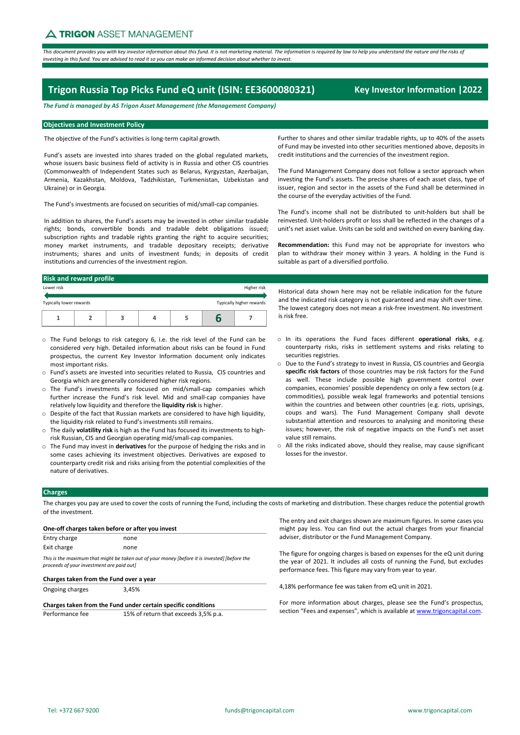TRIGON ASSET MANAGEMENT

*This document provides you with key investor information about this fund. It is not marketing material. The information is required by law to help you understand the nature and the risks of investing in this fund. You are advised to read it so you can make an informed decision about whether to invest.*

# Trigon Russia Top Picks Fund eQ unit (ISIN: EE3600080321) — Key Investor Information |2022

***The Fund is managed by AS Trigon Asset Management (the Management Company)***

## Objectives and Investment Policy

The objective of the Fund's activities is long-term capital growth.

Fund's assets are invested into shares traded on the global regulated markets, whose issuers basic business field of activity is in Russia and other CIS countries (Commonwealth of Independent States such as Belarus, Kyrgyzstan, Azerbaijan, Armenia, Kazakhstan, Moldova, Tadzhikistan, Turkmenistan, Uzbekistan and Ukraine) or in Georgia.

The Fund's investments are focused on securities of mid/small-cap companies.

In addition to shares, the Fund's assets may be invested in other similar tradable rights; bonds, convertible bonds and tradable debt obligations issued; subscription rights and tradable rights granting the right to acquire securities; money market instruments, and tradable depositary receipts; derivative instruments; shares and units of investment funds; in deposits of credit institutions and currencies of the investment region.

Further to shares and other similar tradable rights, up to 40% of the assets of Fund may be invested into other securities mentioned above, deposits in credit institutions and the currencies of the investment region.

The Fund Management Company does not follow a sector approach when investing the Fund's assets. The precise shares of each asset class, type of issuer, region and sector in the assets of the Fund shall be determined in the course of the everyday activities of the Fund.

The Fund's income shall not be distributed to unit-holders but shall be reinvested. Unit-holders profit or loss shall be reflected in the changes of a unit's net asset value. Units can be sold and switched on every banking day.

**Recommendation:** this Fund may not be appropriate for investors who plan to withdraw their money within 3 years. A holding in the Fund is suitable as part of a diversified portfolio.

## Risk and reward profile

Lower risk ← → Higher risk

Typically lower rewards — Typically higher rewards

| 1 | 2 | 3 | 4 | 5 | **6** | 7 |
|---|---|---|---|---|---|---|

Historical data shown here may not be reliable indication for the future and the indicated risk category is not guaranteed and may shift over time. The lowest category does not mean a risk-free investment. No investment is risk free.

- The Fund belongs to risk category 6, i.e. the risk level of the Fund can be considered very high. Detailed information about risks can be found in Fund prospectus, the current Key Investor Information document only indicates most important risks.
- Fund's assets are invested into securities related to Russia, CIS countries and Georgia which are generally considered higher risk regions.
- The Fund's investments are focused on mid/small-cap companies which further increase the Fund's risk level. Mid and small-cap companies have relatively low liquidity and therefore the **liquidity risk** is higher.
- Despite of the fact that Russian markets are considered to have high liquidity, the liquidity risk related to Fund's investments still remains.
- The daily **volatility risk** is high as the Fund has focused its investments to high-risk Russian, CIS and Georgian operating mid/small-cap companies.
- The Fund may invest in **derivatives** for the purpose of hedging the risks and in some cases achieving its investment objectives. Derivatives are exposed to counterparty credit risk and risks arising from the potential complexities of the nature of derivatives.
- In its operations the Fund faces different **operational risks**, e.g. counterparty risks, risks in settlement systems and risks relating to securities registries.
- Due to the Fund's strategy to invest in Russia, CIS countries and Georgia **specific risk factors** of those countries may be risk factors for the Fund as well. These include possible high government control over companies, economies' possible dependency on only a few sectors (e.g. commodities), possible weak legal frameworks and potential tensions within the countries and between other countries (e.g. riots, uprisings, coups and wars). The Fund Management Company shall devote substantial attention and resources to analysing and monitoring these issues; however, the risk of negative impacts on the Fund's net asset value still remains.
- All the risks indicated above, should they realise, may cause significant losses for the investor.

## Charges

The charges you pay are used to cover the costs of running the Fund, including the costs of marketing and distribution. These charges reduce the potential growth of the investment.

| **One-off charges taken before or after you invest** | |
|---|---|
| Entry charge | none |
| Exit charge | none |

*This is the maximum that might be taken out of your money [before it is invested] [before the proceeds of your investment are paid out]*

| **Charges taken from the Fund over a year** | |
|---|---|
| Ongoing charges | 3,45% |

| **Charges taken from the Fund under certain specific conditions** | |
|---|---|
| Performance fee | 15% of return that exceeds 3,5% p.a. |

The entry and exit charges shown are maximum figures. In some cases you might pay less. You can find out the actual charges from your financial adviser, distributor or the Fund Management Company.

The figure for ongoing charges is based on expenses for the eQ unit during the year of 2021. It includes all costs of running the Fund, but excludes performance fees. This figure may vary from year to year.

4,18% performance fee was taken from eQ unit in 2021.

For more information about charges, please see the Fund's prospectus, section "Fees and expenses", which is available at www.trigoncapital.com.

Tel: +372 667 9200 | funds@trigoncapital.com | www.trigoncapital.com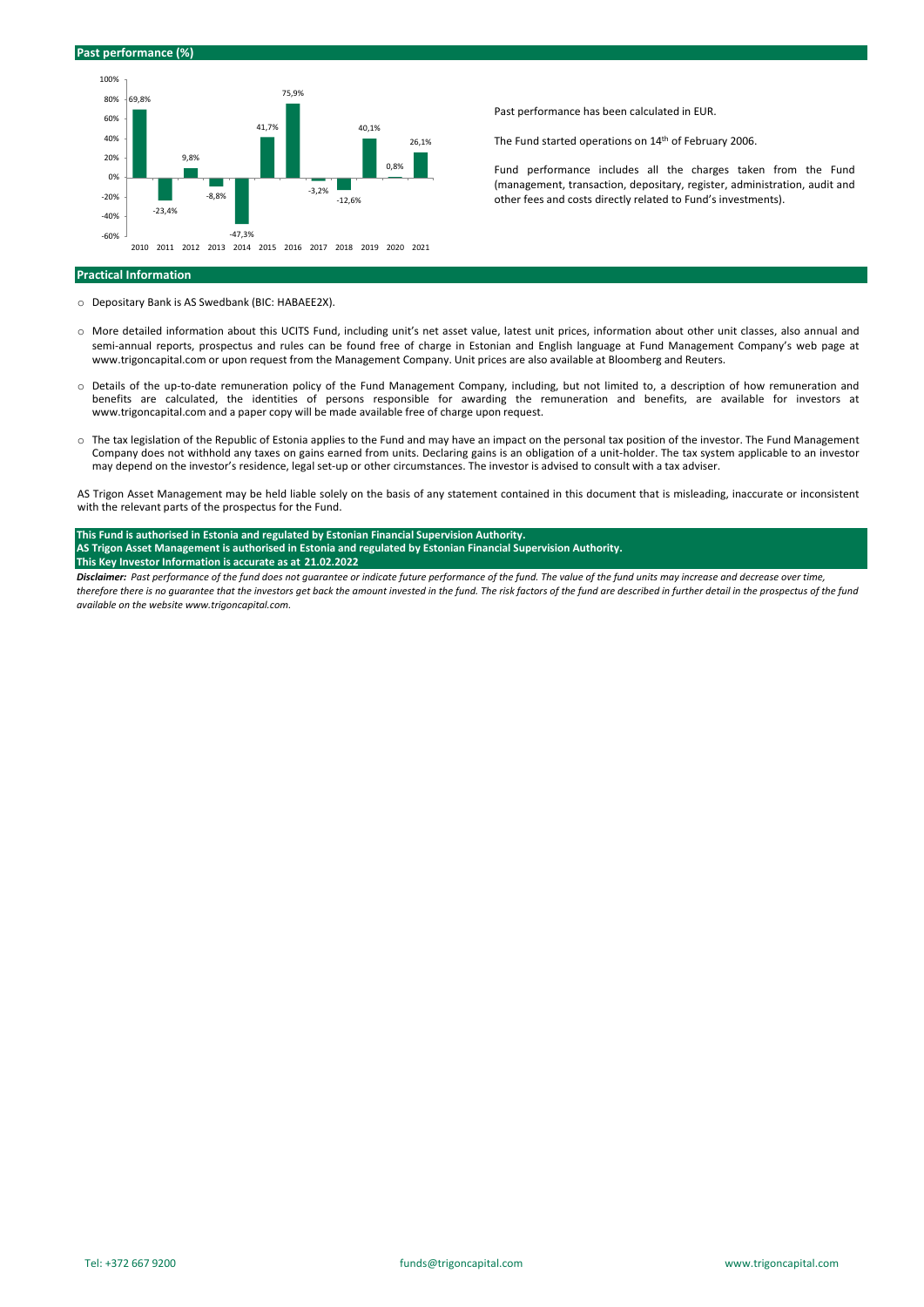## Past performance (%)

100%
80%
60%
40%
20%
0%
-20%
-40%
-60%

69,8%
-23,4%
9,8%
-8,8%
-47,3%
41,7%
75,9%
-3,2%
-12,6%
40,1%
0,8%
26,1%

2010 2011 2012 2013 2014 2015 2016 2017 2018 2019 2020 2021

Past performance has been calculated in EUR.

The Fund started operations on 14th of February 2006.

Fund performance includes all the charges taken from the Fund (management, transaction, depositary, register, administration, audit and other fees and costs directly related to Fund's investments).

## Practical Information

- Depositary Bank is AS Swedbank (BIC: HABAEE2X).
- More detailed information about this UCITS Fund, including unit's net asset value, latest unit prices, information about other unit classes, also annual and semi-annual reports, prospectus and rules can be found free of charge in Estonian and English language at Fund Management Company's web page at www.trigoncapital.com or upon request from the Management Company. Unit prices are also available at Bloomberg and Reuters.
- Details of the up-to-date remuneration policy of the Fund Management Company, including, but not limited to, a description of how remuneration and benefits are calculated, the identities of persons responsible for awarding the remuneration and benefits, are available for investors at www.trigoncapital.com and a paper copy will be made available free of charge upon request.
- The tax legislation of the Republic of Estonia applies to the Fund and may have an impact on the personal tax position of the investor. The Fund Management Company does not withhold any taxes on gains earned from units. Declaring gains is an obligation of a unit-holder. The tax system applicable to an investor may depend on the investor's residence, legal set-up or other circumstances. The investor is advised to consult with a tax adviser.

AS Trigon Asset Management may be held liable solely on the basis of any statement contained in this document that is misleading, inaccurate or inconsistent with the relevant parts of the prospectus for the Fund.

**This Fund is authorised in Estonia and regulated by Estonian Financial Supervision Authority.**
**AS Trigon Asset Management is authorised in Estonia and regulated by Estonian Financial Supervision Authority.**
**This Key Investor Information is accurate as at 21.02.2022**

***Disclaimer:*** *Past performance of the fund does not guarantee or indicate future performance of the fund. The value of the fund units may increase and decrease over time, therefore there is no guarantee that the investors get back the amount invested in the fund. The risk factors of the fund are described in further detail in the prospectus of the fund available on the website www.trigoncapital.com.*

Tel: +372 667 9200 funds@trigoncapital.com www.trigoncapital.com